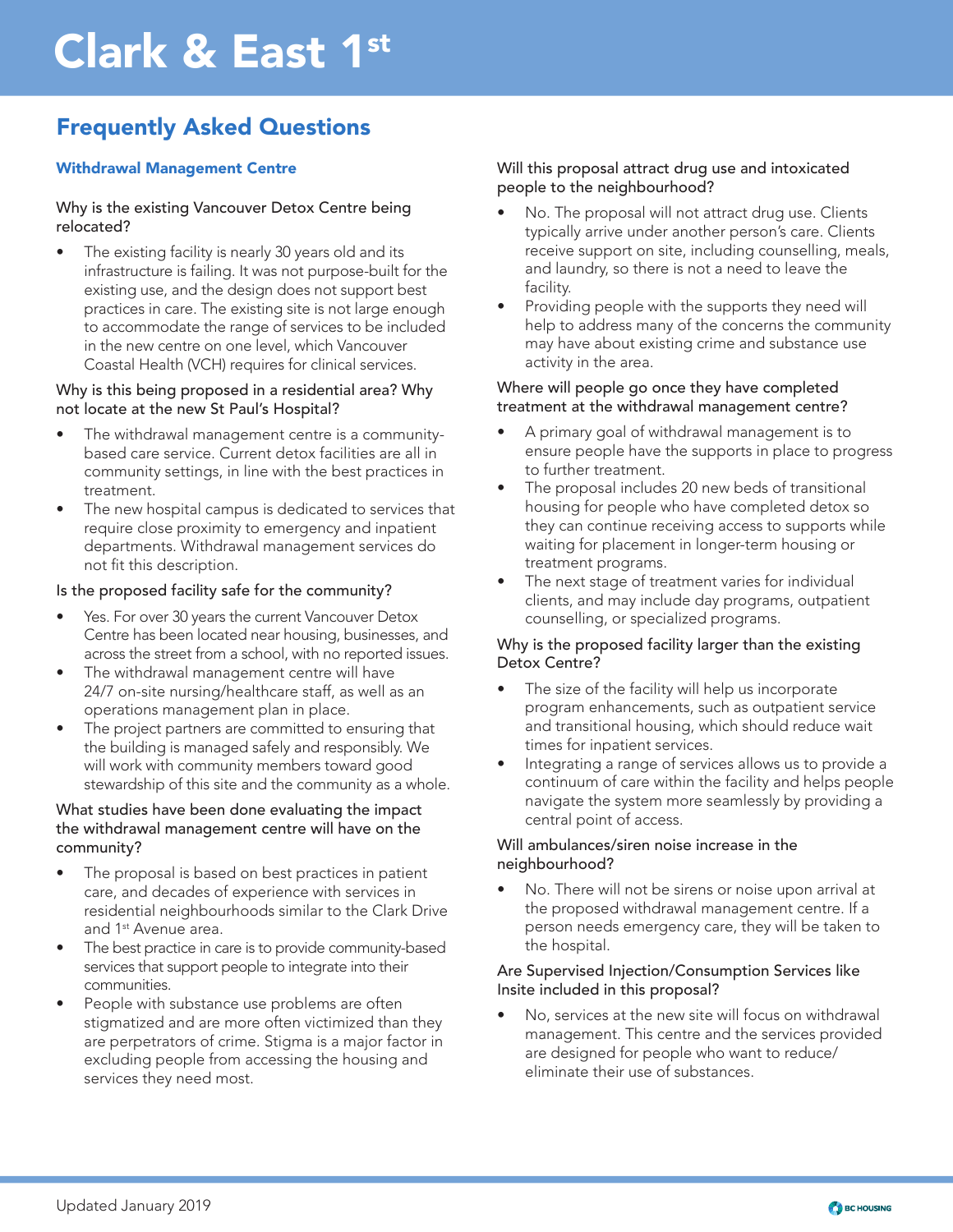# Clark & East 1st

## Frequently Asked Questions

### Withdrawal Management Centre

**Why is the existing Vancouver Detox Centre being relocated?**

- The existing facility is nearly 30 years old and its infrastructure is failing. It was not purpose-built for the existing use, and the design does not support best practices in care. The existing site is not large enough to accommodate the range of services to be included in the new centre on one level, which Vancouver Coastal Health (VCH) requires for clinical services.

**Why is this being proposed in a residential area? Why not locate at the new St Paul's Hospital?**

- The withdrawal management centre is a community-based care service. Current detox facilities are all in community settings, in line with the best practices in treatment.
- The new hospital campus is dedicated to services that require close proximity to emergency and inpatient departments. Withdrawal management services do not fit this description.

**Is the proposed facility safe for the community?**

- Yes. For over 30 years the current Vancouver Detox Centre has been located near housing, businesses, and across the street from a school, with no reported issues.
- The withdrawal management centre will have 24/7 on-site nursing/healthcare staff, as well as an operations management plan in place.
- The project partners are committed to ensuring that the building is managed safely and responsibly. We will work with community members toward good stewardship of this site and the community as a whole.

**What studies have been done evaluating the impact the withdrawal management centre will have on the community?**

- The proposal is based on best practices in patient care, and decades of experience with services in residential neighbourhoods similar to the Clark Drive and 1st Avenue area.
- The best practice in care is to provide community-based services that support people to integrate into their communities.
- People with substance use problems are often stigmatized and are more often victimized than they are perpetrators of crime. Stigma is a major factor in excluding people from accessing the housing and services they need most.

**Will this proposal attract drug use and intoxicated people to the neighbourhood?**

- No. The proposal will not attract drug use. Clients typically arrive under another person's care. Clients receive support on site, including counselling, meals, and laundry, so there is not a need to leave the facility.
- Providing people with the supports they need will help to address many of the concerns the community may have about existing crime and substance use activity in the area.

**Where will people go once they have completed treatment at the withdrawal management centre?**

- A primary goal of withdrawal management is to ensure people have the supports in place to progress to further treatment.
- The proposal includes 20 new beds of transitional housing for people who have completed detox so they can continue receiving access to supports while waiting for placement in longer-term housing or treatment programs.
- The next stage of treatment varies for individual clients, and may include day programs, outpatient counselling, or specialized programs.

**Why is the proposed facility larger than the existing Detox Centre?**

- The size of the facility will help us incorporate program enhancements, such as outpatient service and transitional housing, which should reduce wait times for inpatient services.
- Integrating a range of services allows us to provide a continuum of care within the facility and helps people navigate the system more seamlessly by providing a central point of access.

**Will ambulances/siren noise increase in the neighbourhood?**

- No. There will not be sirens or noise upon arrival at the proposed withdrawal management centre. If a person needs emergency care, they will be taken to the hospital.

**Are Supervised Injection/Consumption Services like Insite included in this proposal?**

- No, services at the new site will focus on withdrawal management. This centre and the services provided are designed for people who want to reduce/eliminate their use of substances.

Updated January 2019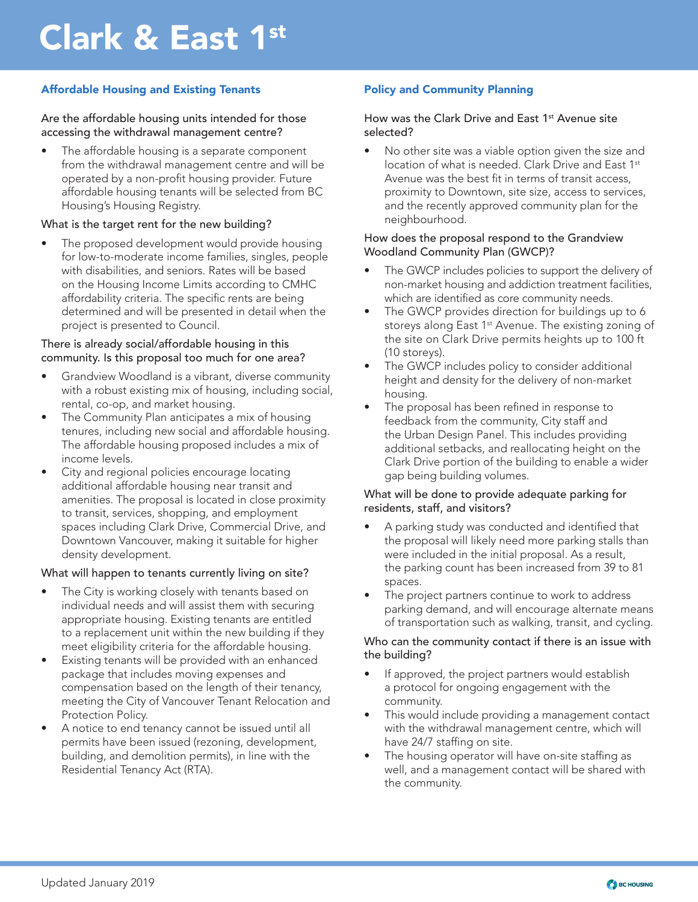# Clark & East 1st

## Affordable Housing and Existing Tenants

### Are the affordable housing units intended for those accessing the withdrawal management centre?

- The affordable housing is a separate component from the withdrawal management centre and will be operated by a non-profit housing provider. Future affordable housing tenants will be selected from BC Housing's Housing Registry.

### What is the target rent for the new building?

- The proposed development would provide housing for low-to-moderate income families, singles, people with disabilities, and seniors. Rates will be based on the Housing Income Limits according to CMHC affordability criteria. The specific rents are being determined and will be presented in detail when the project is presented to Council.

### There is already social/affordable housing in this community. Is this proposal too much for one area?

- Grandview Woodland is a vibrant, diverse community with a robust existing mix of housing, including social, rental, co-op, and market housing.
- The Community Plan anticipates a mix of housing tenures, including new social and affordable housing. The affordable housing proposed includes a mix of income levels.
- City and regional policies encourage locating additional affordable housing near transit and amenities. The proposal is located in close proximity to transit, services, shopping, and employment spaces including Clark Drive, Commercial Drive, and Downtown Vancouver, making it suitable for higher density development.

### What will happen to tenants currently living on site?

- The City is working closely with tenants based on individual needs and will assist them with securing appropriate housing. Existing tenants are entitled to a replacement unit within the new building if they meet eligibility criteria for the affordable housing.
- Existing tenants will be provided with an enhanced package that includes moving expenses and compensation based on the length of their tenancy, meeting the City of Vancouver Tenant Relocation and Protection Policy.
- A notice to end tenancy cannot be issued until all permits have been issued (rezoning, development, building, and demolition permits), in line with the Residential Tenancy Act (RTA).

## Policy and Community Planning

### How was the Clark Drive and East 1st Avenue site selected?

- No other site was a viable option given the size and location of what is needed. Clark Drive and East 1st Avenue was the best fit in terms of transit access, proximity to Downtown, site size, access to services, and the recently approved community plan for the neighbourhood.

### How does the proposal respond to the Grandview Woodland Community Plan (GWCP)?

- The GWCP includes policies to support the delivery of non-market housing and addiction treatment facilities, which are identified as core community needs.
- The GWCP provides direction for buildings up to 6 storeys along East 1st Avenue. The existing zoning of the site on Clark Drive permits heights up to 100 ft (10 storeys).
- The GWCP includes policy to consider additional height and density for the delivery of non-market housing.
- The proposal has been refined in response to feedback from the community, City staff and the Urban Design Panel. This includes providing additional setbacks, and reallocating height on the Clark Drive portion of the building to enable a wider gap being building volumes.

### What will be done to provide adequate parking for residents, staff, and visitors?

- A parking study was conducted and identified that the proposal will likely need more parking stalls than were included in the initial proposal. As a result, the parking count has been increased from 39 to 81 spaces.
- The project partners continue to work to address parking demand, and will encourage alternate means of transportation such as walking, transit, and cycling.

### Who can the community contact if there is an issue with the building?

- If approved, the project partners would establish a protocol for ongoing engagement with the community.
- This would include providing a management contact with the withdrawal management centre, which will have 24/7 staffing on site.
- The housing operator will have on-site staffing as well, and a management contact will be shared with the community.

Updated January 2019